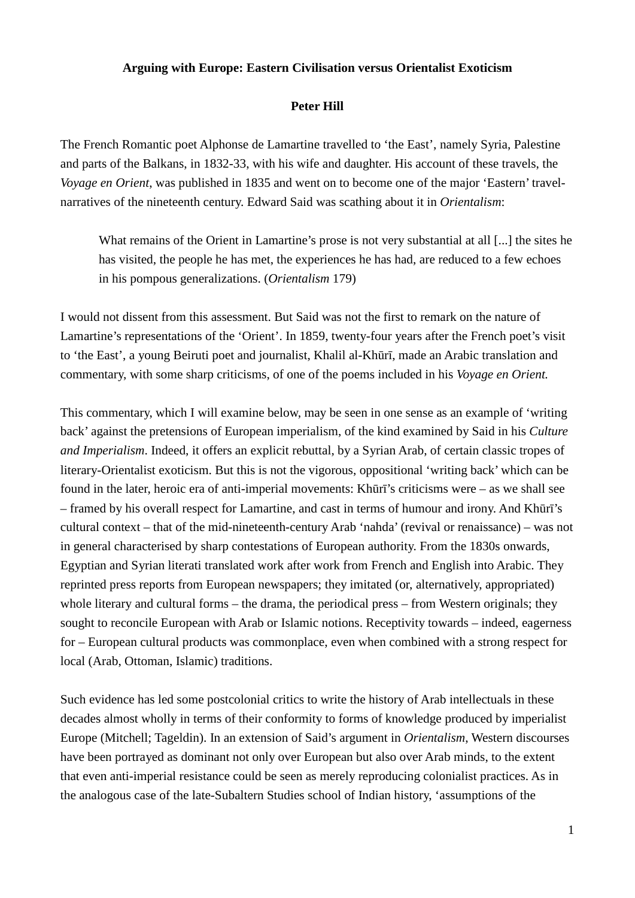**Arguing with Europe: Eastern Civilisation versus Orientalist Exoticism**

**Peter Hill**

The French Romantic poet Alphonse de Lamartine travelled to 'the East', namely Syria, Palestine and parts of the Balkans, in 1832-33, with his wife and daughter. His account of these travels, the *Voyage en Orient*, was published in 1835 and went on to become one of the major 'Eastern' travel-narratives of the nineteenth century. Edward Said was scathing about it in *Orientalism*:

> What remains of the Orient in Lamartine's prose is not very substantial at all [...] the sites he has visited, the people he has met, the experiences he has had, are reduced to a few echoes in his pompous generalizations. (*Orientalism* 179)

I would not dissent from this assessment. But Said was not the first to remark on the nature of Lamartine's representations of the 'Orient'. In 1859, twenty-four years after the French poet's visit to 'the East', a young Beiruti poet and journalist, Khalil al-Khūrī, made an Arabic translation and commentary, with some sharp criticisms, of one of the poems included in his *Voyage en Orient.*

This commentary, which I will examine below, may be seen in one sense as an example of 'writing back' against the pretensions of European imperialism, of the kind examined by Said in his *Culture and Imperialism*. Indeed, it offers an explicit rebuttal, by a Syrian Arab, of certain classic tropes of literary-Orientalist exoticism. But this is not the vigorous, oppositional 'writing back' which can be found in the later, heroic era of anti-imperial movements: Khūrī's criticisms were – as we shall see – framed by his overall respect for Lamartine, and cast in terms of humour and irony. And Khūrī's cultural context – that of the mid-nineteenth-century Arab 'nahda' (revival or renaissance) – was not in general characterised by sharp contestations of European authority. From the 1830s onwards, Egyptian and Syrian literati translated work after work from French and English into Arabic. They reprinted press reports from European newspapers; they imitated (or, alternatively, appropriated) whole literary and cultural forms – the drama, the periodical press – from Western originals; they sought to reconcile European with Arab or Islamic notions. Receptivity towards – indeed, eagerness for – European cultural products was commonplace, even when combined with a strong respect for local (Arab, Ottoman, Islamic) traditions.

Such evidence has led some postcolonial critics to write the history of Arab intellectuals in these decades almost wholly in terms of their conformity to forms of knowledge produced by imperialist Europe (Mitchell; Tageldin). In an extension of Said's argument in *Orientalism*, Western discourses have been portrayed as dominant not only over European but also over Arab minds, to the extent that even anti-imperial resistance could be seen as merely reproducing colonialist practices. As in the analogous case of the late-Subaltern Studies school of Indian history, 'assumptions of the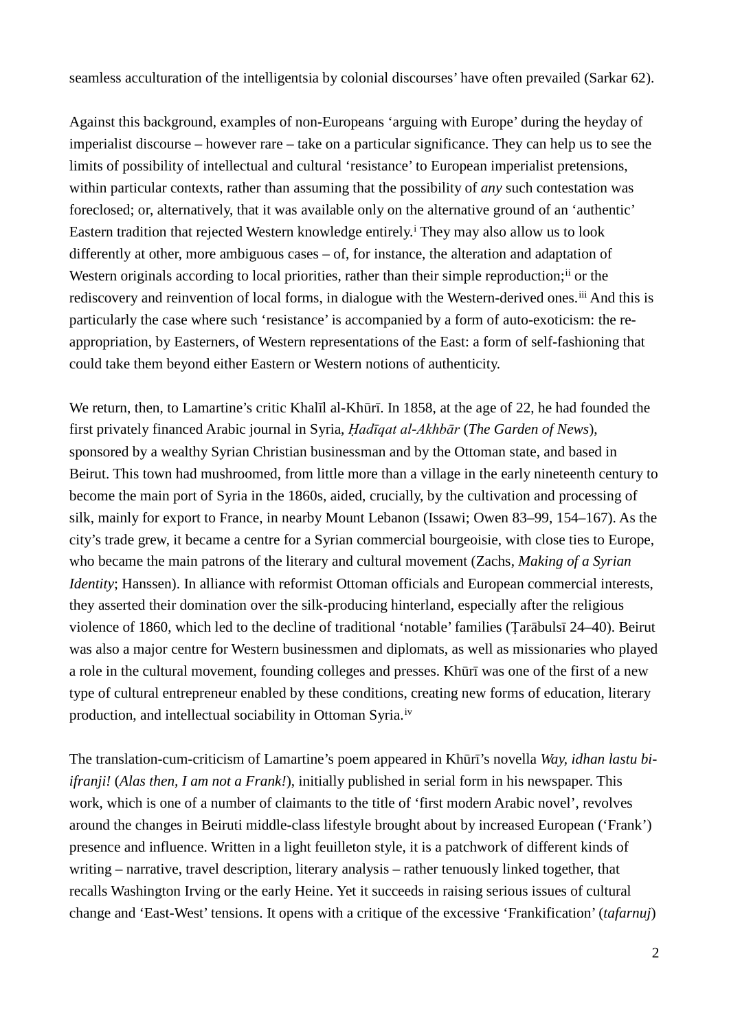seamless acculturation of the intelligentsia by colonial discourses' have often prevailed (Sarkar 62).

Against this background, examples of non-Europeans 'arguing with Europe' during the heyday of imperialist discourse – however rare – take on a particular significance. They can help us to see the limits of possibility of intellectual and cultural 'resistance' to European imperialist pretensions, within particular contexts, rather than assuming that the possibility of *any* such contestation was foreclosed; or, alternatively, that it was available only on the alternative ground of an 'authentic' Eastern tradition that rejected Western knowledge entirely.[i] They may also allow us to look differently at other, more ambiguous cases – of, for instance, the alteration and adaptation of Western originals according to local priorities, rather than their simple reproduction;[ii] or the rediscovery and reinvention of local forms, in dialogue with the Western-derived ones.[iii] And this is particularly the case where such 'resistance' is accompanied by a form of auto-exoticism: the re-appropriation, by Easterners, of Western representations of the East: a form of self-fashioning that could take them beyond either Eastern or Western notions of authenticity.

We return, then, to Lamartine's critic Khalīl al-Khūrī. In 1858, at the age of 22, he had founded the first privately financed Arabic journal in Syria, *Ḥadīqat al-Akhbār* (*The Garden of News*), sponsored by a wealthy Syrian Christian businessman and by the Ottoman state, and based in Beirut. This town had mushroomed, from little more than a village in the early nineteenth century to become the main port of Syria in the 1860s, aided, crucially, by the cultivation and processing of silk, mainly for export to France, in nearby Mount Lebanon (Issawi; Owen 83–99, 154–167). As the city's trade grew, it became a centre for a Syrian commercial bourgeoisie, with close ties to Europe, who became the main patrons of the literary and cultural movement (Zachs, *Making of a Syrian Identity*; Hanssen). In alliance with reformist Ottoman officials and European commercial interests, they asserted their domination over the silk-producing hinterland, especially after the religious violence of 1860, which led to the decline of traditional 'notable' families (Ṭarābulsī 24–40). Beirut was also a major centre for Western businessmen and diplomats, as well as missionaries who played a role in the cultural movement, founding colleges and presses. Khūrī was one of the first of a new type of cultural entrepreneur enabled by these conditions, creating new forms of education, literary production, and intellectual sociability in Ottoman Syria.[iv]

The translation-cum-criticism of Lamartine's poem appeared in Khūrī's novella *Way, idhan lastu bi-ifranji!* (*Alas then, I am not a Frank!*), initially published in serial form in his newspaper. This work, which is one of a number of claimants to the title of 'first modern Arabic novel', revolves around the changes in Beiruti middle-class lifestyle brought about by increased European ('Frank') presence and influence. Written in a light feuilleton style, it is a patchwork of different kinds of writing – narrative, travel description, literary analysis – rather tenuously linked together, that recalls Washington Irving or the early Heine. Yet it succeeds in raising serious issues of cultural change and 'East-West' tensions. It opens with a critique of the excessive 'Frankification' (*tafarnuj*)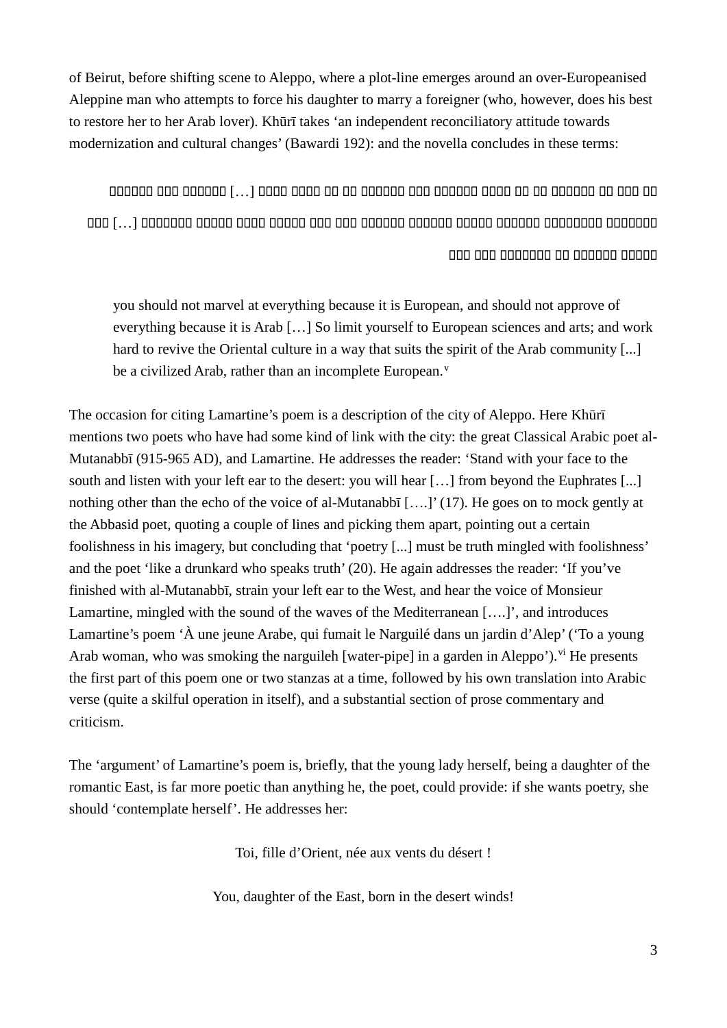of Beirut, before shifting scene to Aleppo, where a plot-line emerges around an over-Europeanised Aleppine man who attempts to force his daughter to marry a foreigner (who, however, does his best to restore her to her Arab lover). Khūrī takes ‘an independent reconciliatory attitude towards modernization and cultural changes’ (Bawardi 192): and the novella concludes in these terms:

> □□□□□□□ □□□ □□□□□□□ […] □□□□ □□□□ □□ □□ □□□□□□□ □□□ □□□□□□□ □□□□ □□ □□ □□□□□□□ □□ □□□ □□ □□□ […] □□□□□□□□ □□□□□ □□□□ □□□□□ □□□ □□□ □□□□□□□ □□□□□□□ □□□□□ □□□□□□□ □□□□□□□□□ □□□□□□□□ □□□ □□□ □□□□□□□□ □□ □□□□□□□ □□□□□

> you should not marvel at everything because it is European, and should not approve of everything because it is Arab […] So limit yourself to European sciences and arts; and work hard to revive the Oriental culture in a way that suits the spirit of the Arab community [...] be a civilized Arab, rather than an incomplete European.[v]

The occasion for citing Lamartine’s poem is a description of the city of Aleppo. Here Khūrī mentions two poets who have had some kind of link with the city: the great Classical Arabic poet al-Mutanabbī (915-965 AD), and Lamartine. He addresses the reader: ‘Stand with your face to the south and listen with your left ear to the desert: you will hear […] from beyond the Euphrates [...] nothing other than the echo of the voice of al-Mutanabbī [….]’ (17). He goes on to mock gently at the Abbasid poet, quoting a couple of lines and picking them apart, pointing out a certain foolishness in his imagery, but concluding that ‘poetry [...] must be truth mingled with foolishness’ and the poet ‘like a drunkard who speaks truth’ (20). He again addresses the reader: ‘If you’ve finished with al-Mutanabbī, strain your left ear to the West, and hear the voice of Monsieur Lamartine, mingled with the sound of the waves of the Mediterranean [….]’, and introduces Lamartine’s poem ‘À une jeune Arabe, qui fumait le Narguilé dans un jardin d’Alep’ (‘To a young Arab woman, who was smoking the narguileh [water-pipe] in a garden in Aleppo’).[vi] He presents the first part of this poem one or two stanzas at a time, followed by his own translation into Arabic verse (quite a skilful operation in itself), and a substantial section of prose commentary and criticism.

The ‘argument’ of Lamartine’s poem is, briefly, that the young lady herself, being a daughter of the romantic East, is far more poetic than anything he, the poet, could provide: if she wants poetry, she should ‘contemplate herself’. He addresses her:

Toi, fille d’Orient, née aux vents du désert !

You, daughter of the East, born in the desert winds!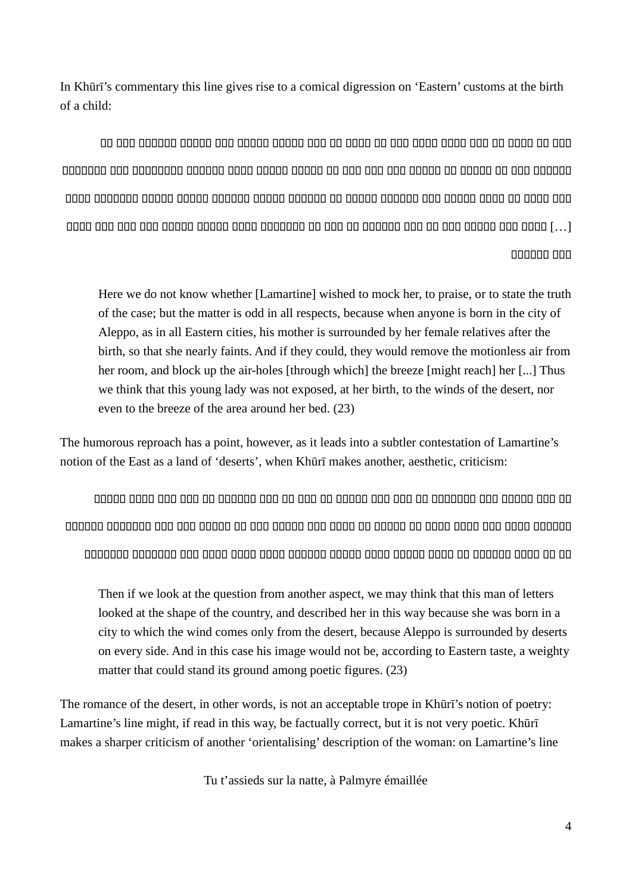In Khūrī's commentary this line gives rise to a comical digression on 'Eastern' customs at the birth of a child:

> Here we do not know whether [Lamartine] wished to mock her, to praise, or to state the truth of the case; but the matter is odd in all respects, because when anyone is born in the city of Aleppo, as in all Eastern cities, his mother is surrounded by her female relatives after the birth, so that she nearly faints. And if they could, they would remove the motionless air from her room, and block up the air-holes [through which] the breeze [might reach] her [...] Thus we think that this young lady was not exposed, at her birth, to the winds of the desert, nor even to the breeze of the area around her bed. (23)

The humorous reproach has a point, however, as it leads into a subtler contestation of Lamartine's notion of the East as a land of 'deserts', when Khūrī makes another, aesthetic, criticism:

> Then if we look at the question from another aspect, we may think that this man of letters looked at the shape of the country, and described her in this way because she was born in a city to which the wind comes only from the desert, because Aleppo is surrounded by deserts on every side. And in this case his image would not be, according to Eastern taste, a weighty matter that could stand its ground among poetic figures. (23)

The romance of the desert, in other words, is not an acceptable trope in Khūrī's notion of poetry: Lamartine's line might, if read in this way, be factually correct, but it is not very poetic. Khūrī makes a sharper criticism of another 'orientalising' description of the woman: on Lamartine's line

Tu t'assieds sur la natte, à Palmyre émaillée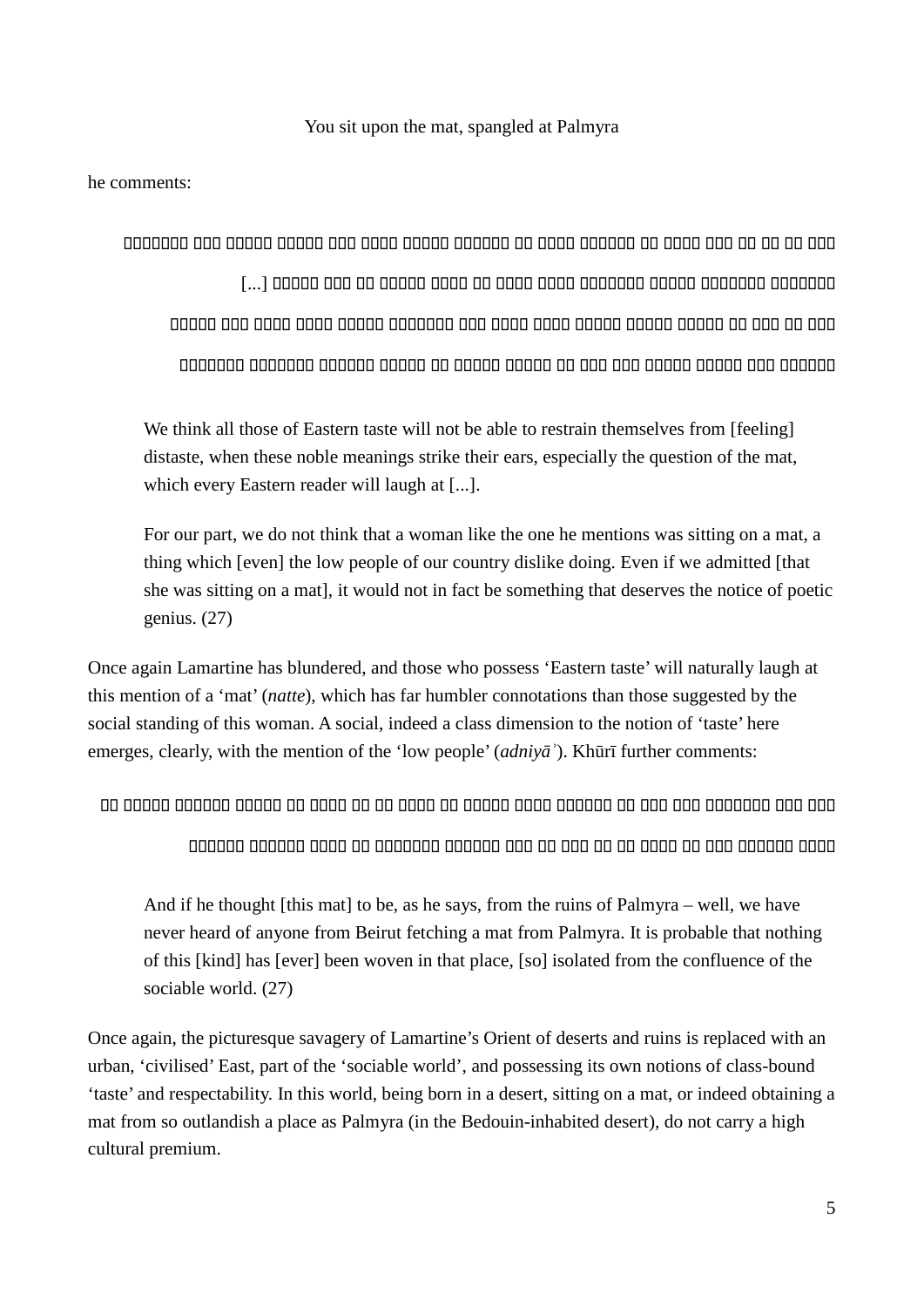You sit upon the mat, spangled at Palmyra

he comments:

> We think all those of Eastern taste will not be able to restrain themselves from [feeling] distaste, when these noble meanings strike their ears, especially the question of the mat, which every Eastern reader will laugh at [...].
>
> For our part, we do not think that a woman like the one he mentions was sitting on a mat, a thing which [even] the low people of our country dislike doing. Even if we admitted [that she was sitting on a mat], it would not in fact be something that deserves the notice of poetic genius. (27)

Once again Lamartine has blundered, and those who possess 'Eastern taste' will naturally laugh at this mention of a 'mat' (*natte*), which has far humbler connotations than those suggested by the social standing of this woman. A social, indeed a class dimension to the notion of 'taste' here emerges, clearly, with the mention of the 'low people' (*adniyāʾ*). Khūrī further comments:

> And if he thought [this mat] to be, as he says, from the ruins of Palmyra – well, we have never heard of anyone from Beirut fetching a mat from Palmyra. It is probable that nothing of this [kind] has [ever] been woven in that place, [so] isolated from the confluence of the sociable world. (27)

Once again, the picturesque savagery of Lamartine's Orient of deserts and ruins is replaced with an urban, 'civilised' East, part of the 'sociable world', and possessing its own notions of class-bound 'taste' and respectability. In this world, being born in a desert, sitting on a mat, or indeed obtaining a mat from so outlandish a place as Palmyra (in the Bedouin-inhabited desert), do not carry a high cultural premium.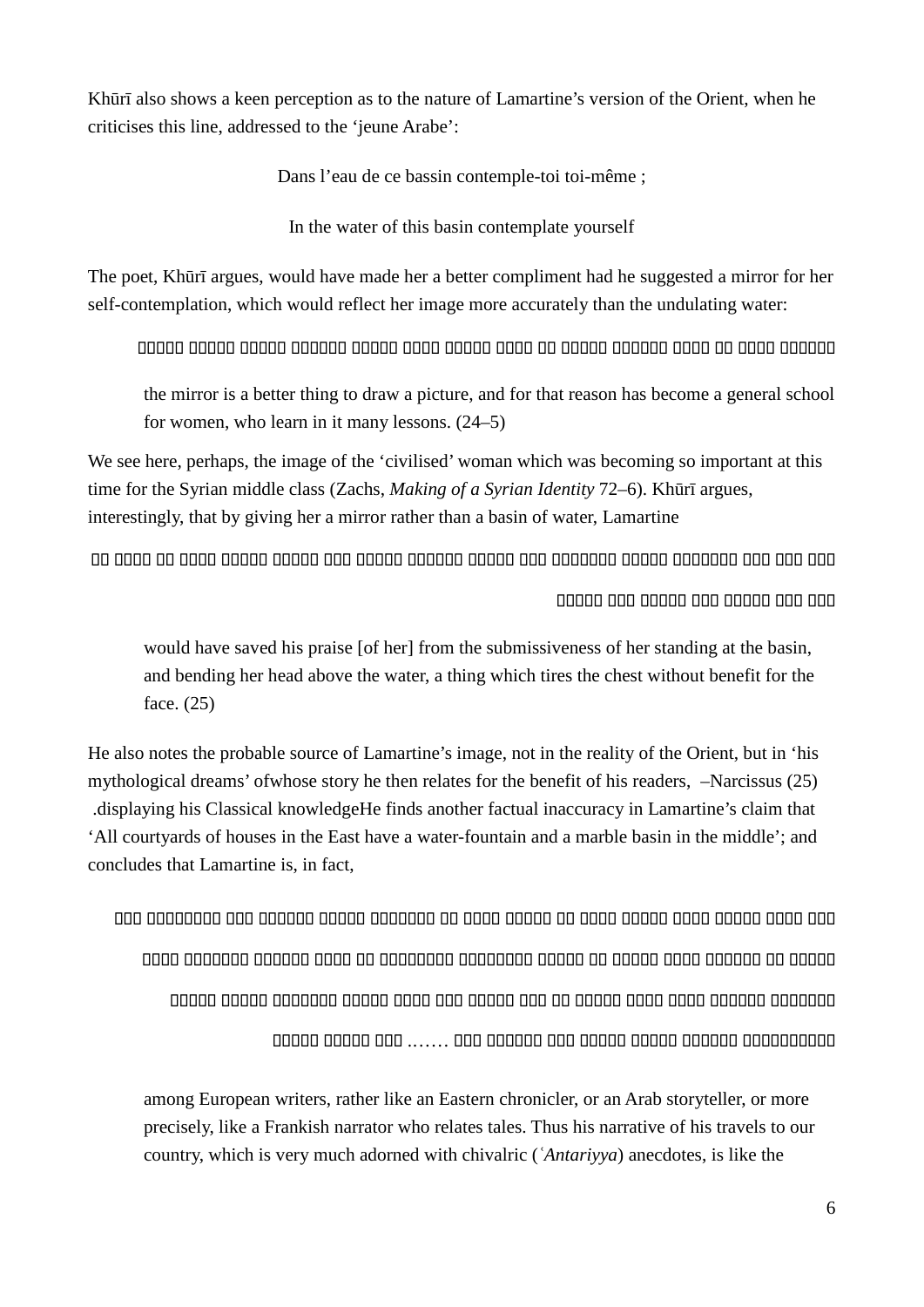Khūrī also shows a keen perception as to the nature of Lamartine's version of the Orient, when he criticises this line, addressed to the 'jeune Arabe':

Dans l'eau de ce bassin contemple-toi toi-même ;

In the water of this basin contemplate yourself

The poet, Khūrī argues, would have made her a better compliment had he suggested a mirror for her self-contemplation, which would reflect her image more accurately than the undulating water:

> the mirror is a better thing to draw a picture, and for that reason has become a general school for women, who learn in it many lessons. (24–5)

We see here, perhaps, the image of the 'civilised' woman which was becoming so important at this time for the Syrian middle class (Zachs, *Making of a Syrian Identity* 72–6). Khūrī argues, interestingly, that by giving her a mirror rather than a basin of water, Lamartine

> would have saved his praise [of her] from the submissiveness of her standing at the basin, and bending her head above the water, a thing which tires the chest without benefit for the face. (25)

He also notes the probable source of Lamartine's image, not in the reality of the Orient, but in 'his mythological dreams' ofwhose story he then relates for the benefit of his readers, –Narcissus (25) .displaying his Classical knowledgeHe finds another factual inaccuracy in Lamartine's claim that 'All courtyards of houses in the East have a water-fountain and a marble basin in the middle'; and concludes that Lamartine is, in fact,

> among European writers, rather like an Eastern chronicler, or an Arab storyteller, or more precisely, like a Frankish narrator who relates tales. Thus his narrative of his travels to our country, which is very much adorned with chivalric (*ʿAntariyya*) anecdotes, is like the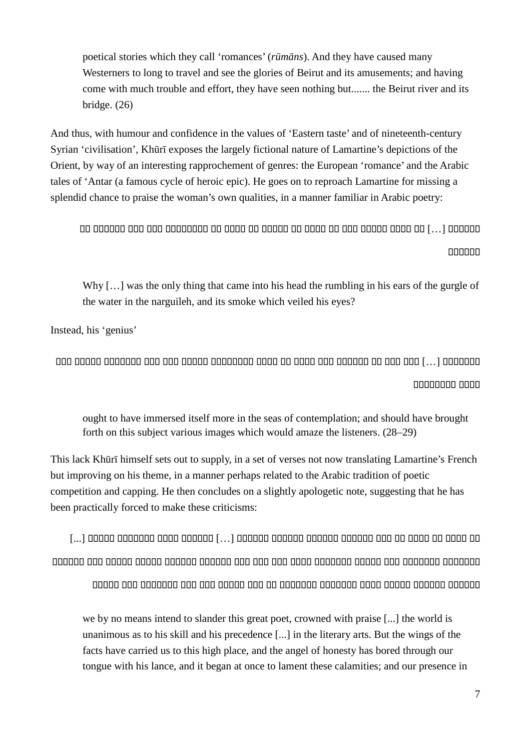poetical stories which they call 'romances' (*rūmāns*). And they have caused many Westerners to long to travel and see the glories of Beirut and its amusements; and having come with much trouble and effort, they have seen nothing but....... the Beirut river and its bridge. (26)

And thus, with humour and confidence in the values of 'Eastern taste' and of nineteenth-century Syrian 'civilisation', Khūrī exposes the largely fictional nature of Lamartine's depictions of the Orient, by way of an interesting rapprochement of genres: the European 'romance' and the Arabic tales of 'Antar (a famous cycle of heroic epic). He goes on to reproach Lamartine for missing a splendid chance to praise the woman's own qualities, in a manner familiar in Arabic poetry:

> Why […] was the only thing that came into his head the rumbling in his ears of the gurgle of the water in the narguileh, and its smoke which veiled his eyes?

Instead, his 'genius'

> ought to have immersed itself more in the seas of contemplation; and should have brought forth on this subject various images which would amaze the listeners. (28–29)

This lack Khūrī himself sets out to supply, in a set of verses not now translating Lamartine's French but improving on his theme, in a manner perhaps related to the Arabic tradition of poetic competition and capping. He then concludes on a slightly apologetic note, suggesting that he has been practically forced to make these criticisms:

> we by no means intend to slander this great poet, crowned with praise [...] the world is unanimous as to his skill and his precedence [...] in the literary arts. But the wings of the facts have carried us to this high place, and the angel of honesty has bored through our tongue with his lance, and it began at once to lament these calamities; and our presence in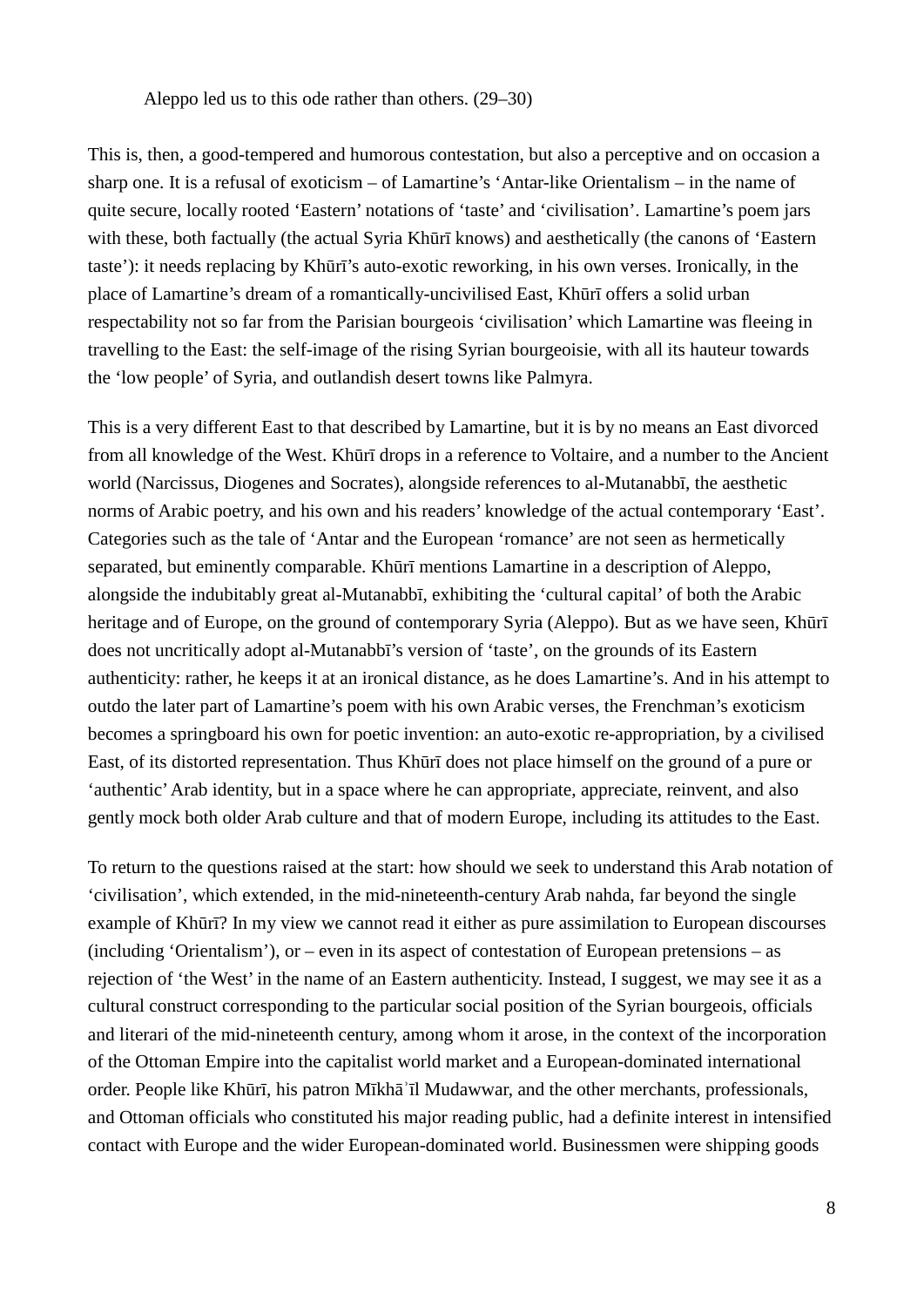Aleppo led us to this ode rather than others. (29–30)

This is, then, a good-tempered and humorous contestation, but also a perceptive and on occasion a sharp one. It is a refusal of exoticism – of Lamartine's 'Antar-like Orientalism – in the name of quite secure, locally rooted 'Eastern' notations of 'taste' and 'civilisation'. Lamartine's poem jars with these, both factually (the actual Syria Khūrī knows) and aesthetically (the canons of 'Eastern taste'): it needs replacing by Khūrī's auto-exotic reworking, in his own verses. Ironically, in the place of Lamartine's dream of a romantically-uncivilised East, Khūrī offers a solid urban respectability not so far from the Parisian bourgeois 'civilisation' which Lamartine was fleeing in travelling to the East: the self-image of the rising Syrian bourgeoisie, with all its hauteur towards the 'low people' of Syria, and outlandish desert towns like Palmyra.

This is a very different East to that described by Lamartine, but it is by no means an East divorced from all knowledge of the West. Khūrī drops in a reference to Voltaire, and a number to the Ancient world (Narcissus, Diogenes and Socrates), alongside references to al-Mutanabbī, the aesthetic norms of Arabic poetry, and his own and his readers' knowledge of the actual contemporary 'East'. Categories such as the tale of 'Antar and the European 'romance' are not seen as hermetically separated, but eminently comparable. Khūrī mentions Lamartine in a description of Aleppo, alongside the indubitably great al-Mutanabbī, exhibiting the 'cultural capital' of both the Arabic heritage and of Europe, on the ground of contemporary Syria (Aleppo). But as we have seen, Khūrī does not uncritically adopt al-Mutanabbī's version of 'taste', on the grounds of its Eastern authenticity: rather, he keeps it at an ironical distance, as he does Lamartine's. And in his attempt to outdo the later part of Lamartine's poem with his own Arabic verses, the Frenchman's exoticism becomes a springboard his own for poetic invention: an auto-exotic re-appropriation, by a civilised East, of its distorted representation. Thus Khūrī does not place himself on the ground of a pure or 'authentic' Arab identity, but in a space where he can appropriate, appreciate, reinvent, and also gently mock both older Arab culture and that of modern Europe, including its attitudes to the East.

To return to the questions raised at the start: how should we seek to understand this Arab notation of 'civilisation', which extended, in the mid-nineteenth-century Arab nahda, far beyond the single example of Khūrī? In my view we cannot read it either as pure assimilation to European discourses (including 'Orientalism'), or – even in its aspect of contestation of European pretensions – as rejection of 'the West' in the name of an Eastern authenticity. Instead, I suggest, we may see it as a cultural construct corresponding to the particular social position of the Syrian bourgeois, officials and literari of the mid-nineteenth century, among whom it arose, in the context of the incorporation of the Ottoman Empire into the capitalist world market and a European-dominated international order. People like Khūrī, his patron Mīkhāʾīl Mudawwar, and the other merchants, professionals, and Ottoman officials who constituted his major reading public, had a definite interest in intensified contact with Europe and the wider European-dominated world. Businessmen were shipping goods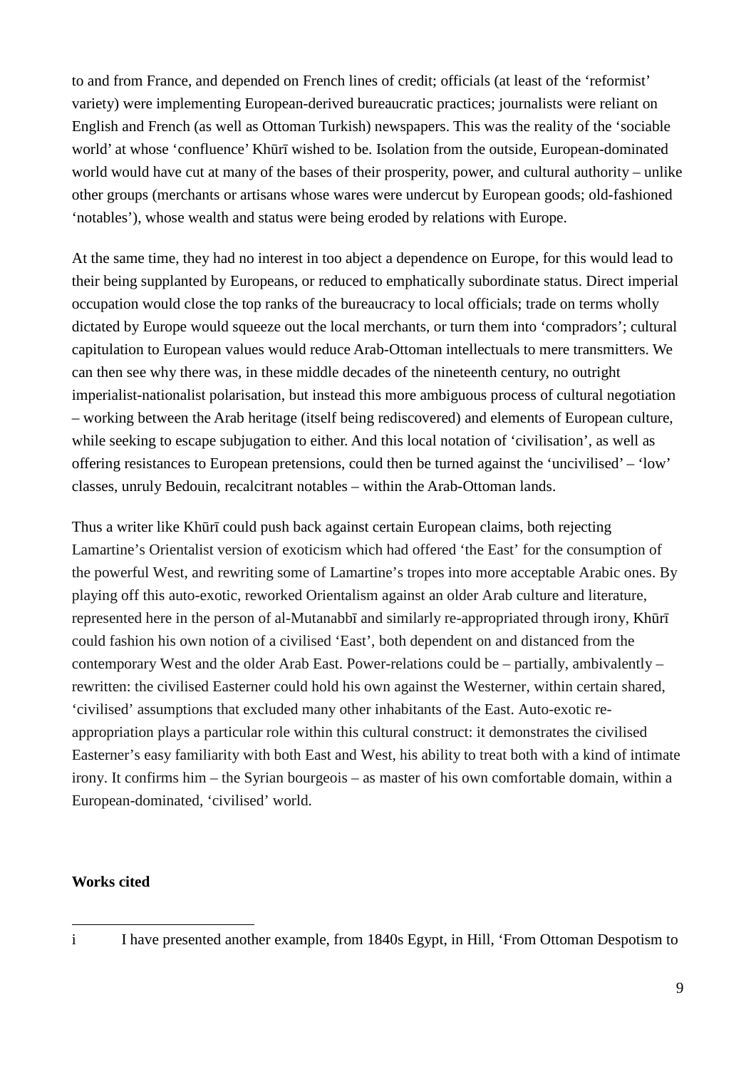to and from France, and depended on French lines of credit; officials (at least of the 'reformist' variety) were implementing European-derived bureaucratic practices; journalists were reliant on English and French (as well as Ottoman Turkish) newspapers. This was the reality of the 'sociable world' at whose 'confluence' Khūrī wished to be. Isolation from the outside, European-dominated world would have cut at many of the bases of their prosperity, power, and cultural authority – unlike other groups (merchants or artisans whose wares were undercut by European goods; old-fashioned 'notables'), whose wealth and status were being eroded by relations with Europe.

At the same time, they had no interest in too abject a dependence on Europe, for this would lead to their being supplanted by Europeans, or reduced to emphatically subordinate status. Direct imperial occupation would close the top ranks of the bureaucracy to local officials; trade on terms wholly dictated by Europe would squeeze out the local merchants, or turn them into 'compradors'; cultural capitulation to European values would reduce Arab-Ottoman intellectuals to mere transmitters. We can then see why there was, in these middle decades of the nineteenth century, no outright imperialist-nationalist polarisation, but instead this more ambiguous process of cultural negotiation – working between the Arab heritage (itself being rediscovered) and elements of European culture, while seeking to escape subjugation to either. And this local notation of 'civilisation', as well as offering resistances to European pretensions, could then be turned against the 'uncivilised' – 'low' classes, unruly Bedouin, recalcitrant notables – within the Arab-Ottoman lands.

Thus a writer like Khūrī could push back against certain European claims, both rejecting Lamartine's Orientalist version of exoticism which had offered 'the East' for the consumption of the powerful West, and rewriting some of Lamartine's tropes into more acceptable Arabic ones. By playing off this auto-exotic, reworked Orientalism against an older Arab culture and literature, represented here in the person of al-Mutanabbī and similarly re-appropriated through irony, Khūrī could fashion his own notion of a civilised 'East', both dependent on and distanced from the contemporary West and the older Arab East. Power-relations could be – partially, ambivalently – rewritten: the civilised Easterner could hold his own against the Westerner, within certain shared, 'civilised' assumptions that excluded many other inhabitants of the East. Auto-exotic re-appropriation plays a particular role within this cultural construct: it demonstrates the civilised Easterner's easy familiarity with both East and West, his ability to treat both with a kind of intimate irony. It confirms him – the Syrian bourgeois – as master of his own comfortable domain, within a European-dominated, 'civilised' world.

**Works cited**

i I have presented another example, from 1840s Egypt, in Hill, 'From Ottoman Despotism to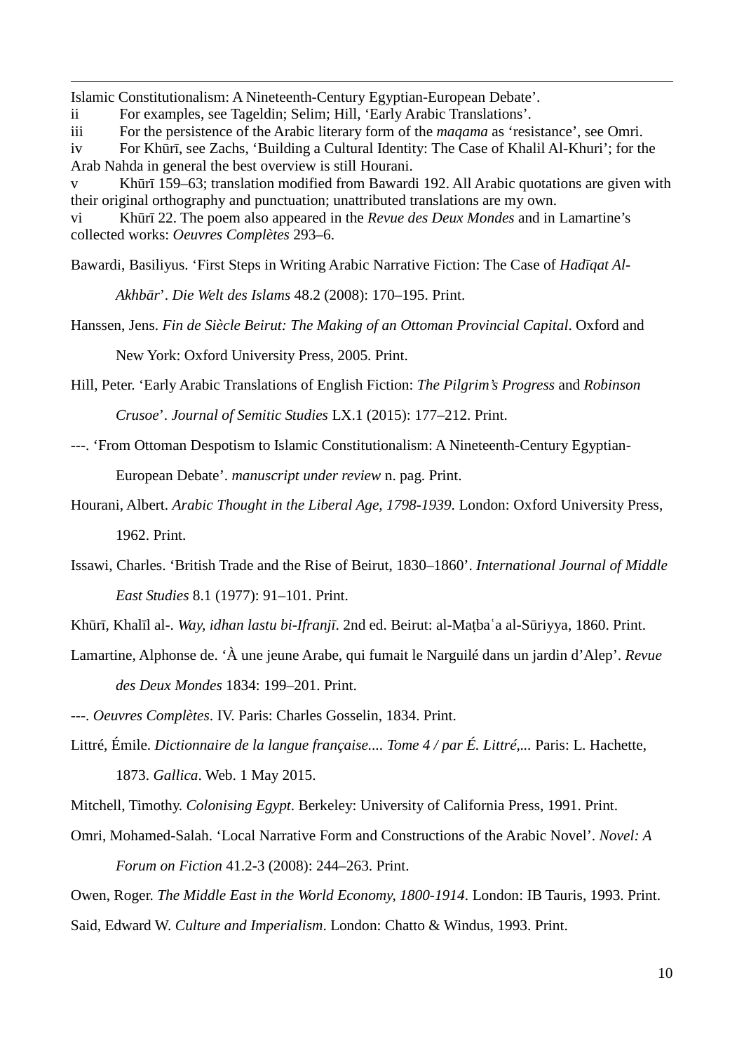Islamic Constitutionalism: A Nineteenth-Century Egyptian-European Debate'.

ii For examples, see Tageldin; Selim; Hill, 'Early Arabic Translations'.

iii For the persistence of the Arabic literary form of the *maqama* as 'resistance', see Omri.

iv For Khūrī, see Zachs, 'Building a Cultural Identity: The Case of Khalil Al-Khuri'; for the Arab Nahda in general the best overview is still Hourani.

v Khūrī 159–63; translation modified from Bawardi 192. All Arabic quotations are given with their original orthography and punctuation; unattributed translations are my own.

vi Khūrī 22. The poem also appeared in the *Revue des Deux Mondes* and in Lamartine's collected works: *Oeuvres Complètes* 293–6.

Bawardi, Basiliyus. 'First Steps in Writing Arabic Narrative Fiction: The Case of *Hadīqat Al-Akhbār*'. *Die Welt des Islams* 48.2 (2008): 170–195. Print.

Hanssen, Jens. *Fin de Siècle Beirut: The Making of an Ottoman Provincial Capital*. Oxford and New York: Oxford University Press, 2005. Print.

Hill, Peter. 'Early Arabic Translations of English Fiction: *The Pilgrim's Progress* and *Robinson Crusoe*'. *Journal of Semitic Studies* LX.1 (2015): 177–212. Print.

---. 'From Ottoman Despotism to Islamic Constitutionalism: A Nineteenth-Century Egyptian-European Debate'. *manuscript under review* n. pag. Print.

Hourani, Albert. *Arabic Thought in the Liberal Age, 1798-1939*. London: Oxford University Press, 1962. Print.

Issawi, Charles. 'British Trade and the Rise of Beirut, 1830–1860'. *International Journal of Middle East Studies* 8.1 (1977): 91–101. Print.

Khūrī, Khalīl al-. *Way, idhan lastu bi-Ifranjī*. 2nd ed. Beirut: al-Maṭbaʿa al-Sūriyya, 1860. Print.

Lamartine, Alphonse de. 'À une jeune Arabe, qui fumait le Narguilé dans un jardin d'Alep'. *Revue des Deux Mondes* 1834: 199–201. Print.

---. *Oeuvres Complètes*. IV. Paris: Charles Gosselin, 1834. Print.

Littré, Émile. *Dictionnaire de la langue française.... Tome 4 / par É. Littré,...* Paris: L. Hachette, 1873. *Gallica*. Web. 1 May 2015.

Mitchell, Timothy. *Colonising Egypt*. Berkeley: University of California Press, 1991. Print.

Omri, Mohamed-Salah. 'Local Narrative Form and Constructions of the Arabic Novel'. *Novel: A Forum on Fiction* 41.2-3 (2008): 244–263. Print.

Owen, Roger. *The Middle East in the World Economy, 1800-1914*. London: IB Tauris, 1993. Print.

Said, Edward W. *Culture and Imperialism*. London: Chatto & Windus, 1993. Print.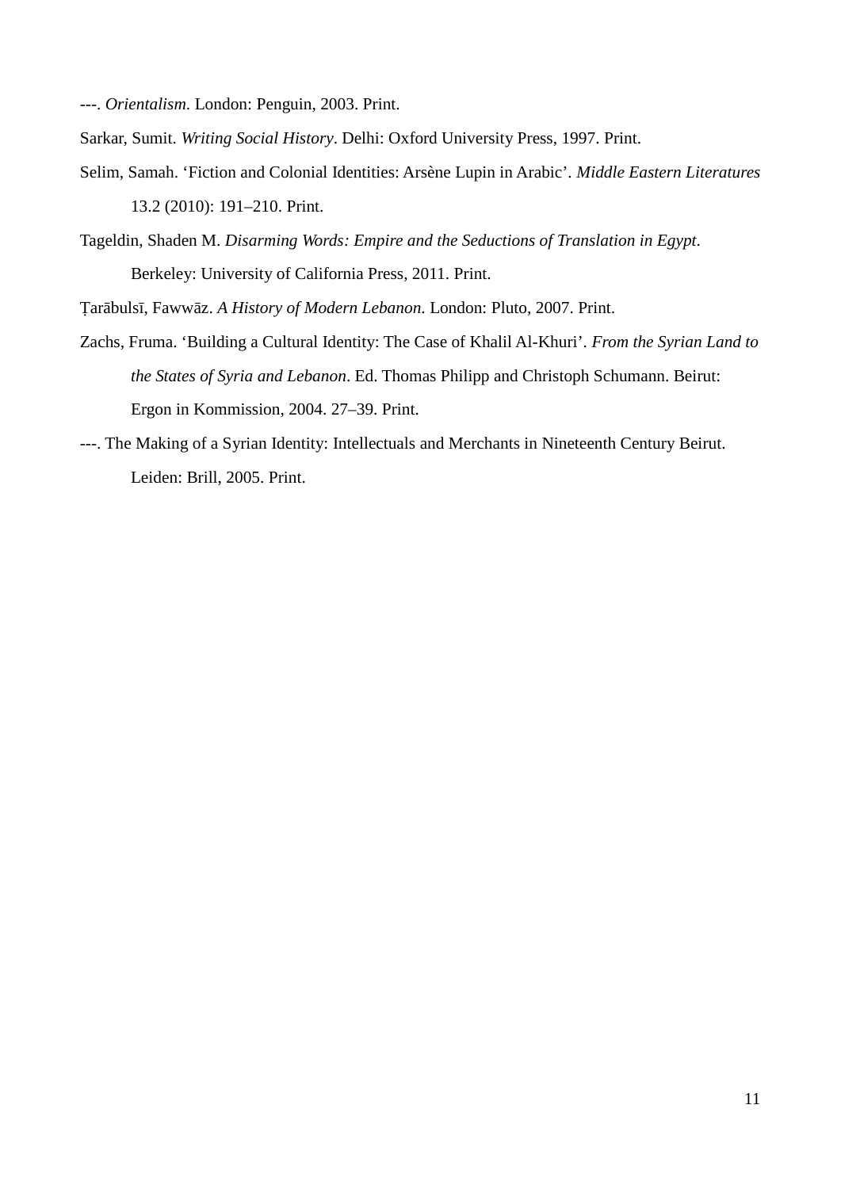---. *Orientalism*. London: Penguin, 2003. Print.

Sarkar, Sumit. *Writing Social History*. Delhi: Oxford University Press, 1997. Print.

Selim, Samah. 'Fiction and Colonial Identities: Arsène Lupin in Arabic'. *Middle Eastern Literatures* 13.2 (2010): 191–210. Print.

Tageldin, Shaden M. *Disarming Words: Empire and the Seductions of Translation in Egypt*. Berkeley: University of California Press, 2011. Print.

Ṭarābulsī, Fawwāz. *A History of Modern Lebanon*. London: Pluto, 2007. Print.

Zachs, Fruma. 'Building a Cultural Identity: The Case of Khalil Al-Khuri'. *From the Syrian Land to the States of Syria and Lebanon*. Ed. Thomas Philipp and Christoph Schumann. Beirut: Ergon in Kommission, 2004. 27–39. Print.

---. The Making of a Syrian Identity: Intellectuals and Merchants in Nineteenth Century Beirut. Leiden: Brill, 2005. Print.